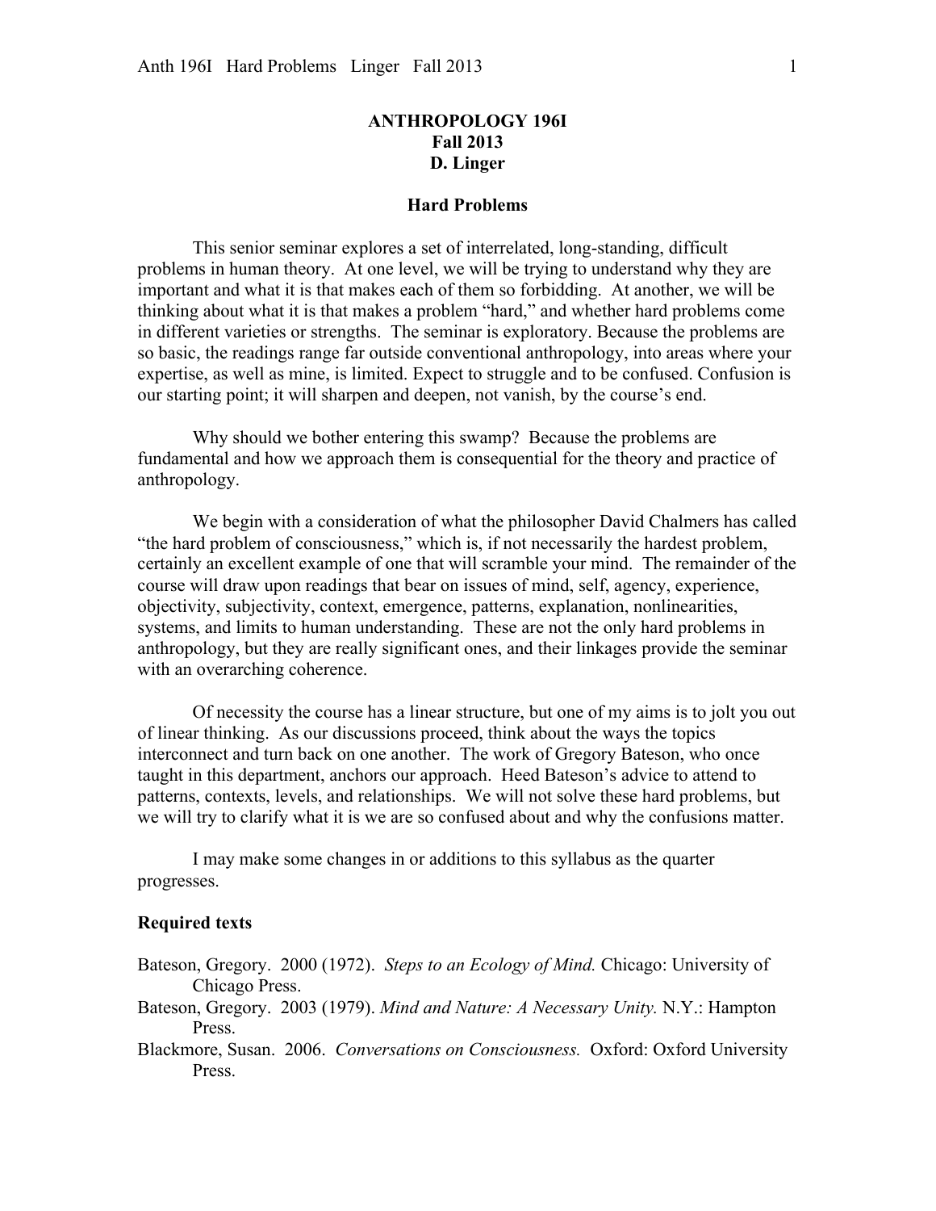# ANTHROPOLOGY 196I
## Fall 2013
## D. Linger

### Hard Problems

This senior seminar explores a set of interrelated, long-standing, difficult problems in human theory. At one level, we will be trying to understand why they are important and what it is that makes each of them so forbidding. At another, we will be thinking about what it is that makes a problem "hard," and whether hard problems come in different varieties or strengths. The seminar is exploratory. Because the problems are so basic, the readings range far outside conventional anthropology, into areas where your expertise, as well as mine, is limited. Expect to struggle and to be confused. Confusion is our starting point; it will sharpen and deepen, not vanish, by the course's end.

Why should we bother entering this swamp? Because the problems are fundamental and how we approach them is consequential for the theory and practice of anthropology.

We begin with a consideration of what the philosopher David Chalmers has called "the hard problem of consciousness," which is, if not necessarily the hardest problem, certainly an excellent example of one that will scramble your mind. The remainder of the course will draw upon readings that bear on issues of mind, self, agency, experience, objectivity, subjectivity, context, emergence, patterns, explanation, nonlinearities, systems, and limits to human understanding. These are not the only hard problems in anthropology, but they are really significant ones, and their linkages provide the seminar with an overarching coherence.

Of necessity the course has a linear structure, but one of my aims is to jolt you out of linear thinking. As our discussions proceed, think about the ways the topics interconnect and turn back on one another. The work of Gregory Bateson, who once taught in this department, anchors our approach. Heed Bateson's advice to attend to patterns, contexts, levels, and relationships. We will not solve these hard problems, but we will try to clarify what it is we are so confused about and why the confusions matter.

I may make some changes in or additions to this syllabus as the quarter progresses.

**Required texts**

Bateson, Gregory. 2000 (1972). *Steps to an Ecology of Mind.* Chicago: University of Chicago Press.

Bateson, Gregory. 2003 (1979). *Mind and Nature: A Necessary Unity.* N.Y.: Hampton Press.

Blackmore, Susan. 2006. *Conversations on Consciousness.* Oxford: Oxford University Press.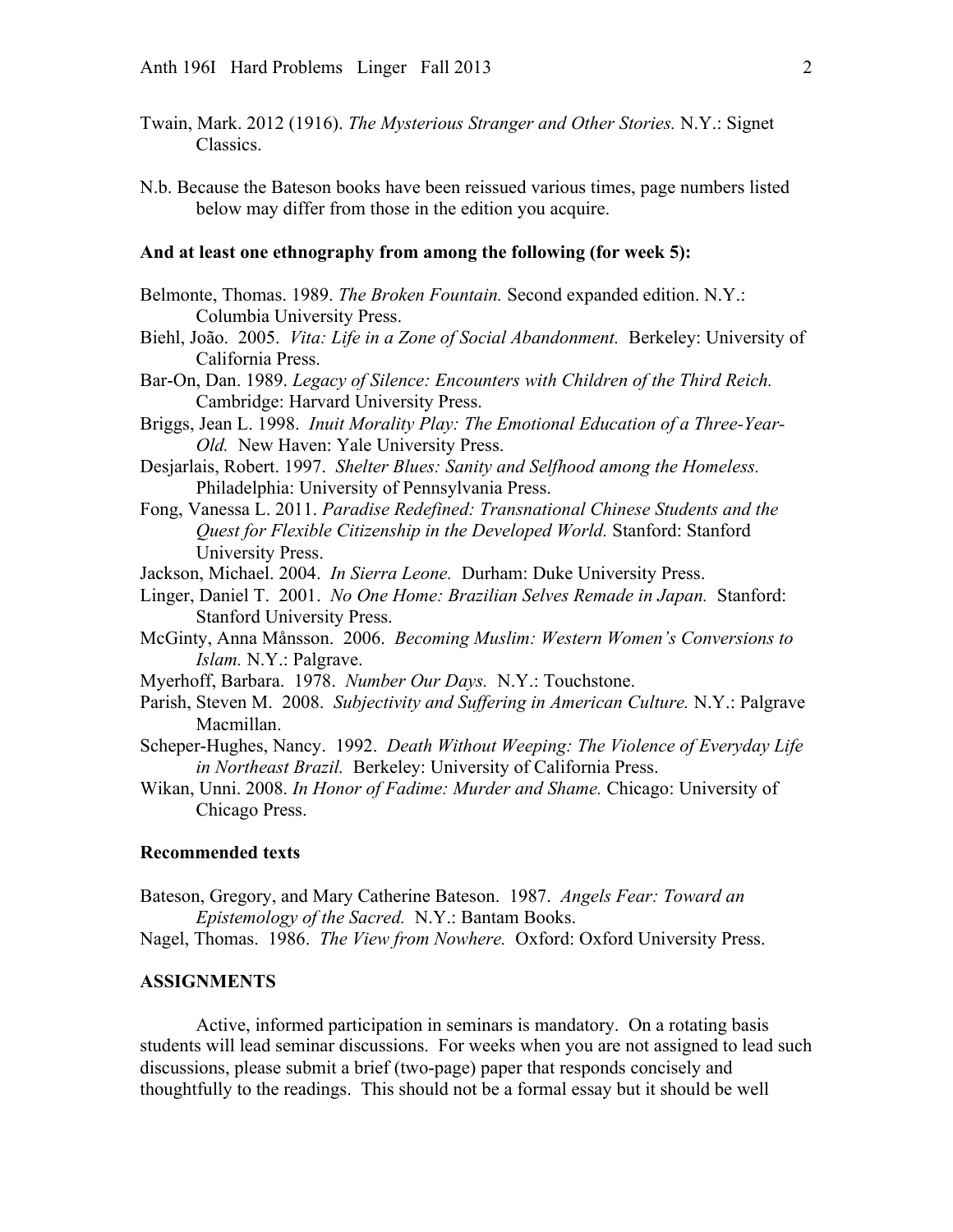Twain, Mark. 2012 (1916). *The Mysterious Stranger and Other Stories.* N.Y.: Signet Classics.

N.b. Because the Bateson books have been reissued various times, page numbers listed below may differ from those in the edition you acquire.

**And at least one ethnography from among the following (for week 5):**

Belmonte, Thomas. 1989. *The Broken Fountain.* Second expanded edition. N.Y.: Columbia University Press.

Biehl, João. 2005. *Vita: Life in a Zone of Social Abandonment.* Berkeley: University of California Press.

Bar-On, Dan. 1989. *Legacy of Silence: Encounters with Children of the Third Reich.* Cambridge: Harvard University Press.

Briggs, Jean L. 1998. *Inuit Morality Play: The Emotional Education of a Three-Year-Old.* New Haven: Yale University Press.

Desjarlais, Robert. 1997. *Shelter Blues: Sanity and Selfhood among the Homeless.* Philadelphia: University of Pennsylvania Press.

Fong, Vanessa L. 2011. *Paradise Redefined: Transnational Chinese Students and the Quest for Flexible Citizenship in the Developed World.* Stanford: Stanford University Press.

Jackson, Michael. 2004. *In Sierra Leone.* Durham: Duke University Press.

Linger, Daniel T. 2001. *No One Home: Brazilian Selves Remade in Japan.* Stanford: Stanford University Press.

McGinty, Anna Månsson. 2006. *Becoming Muslim: Western Women's Conversions to Islam.* N.Y.: Palgrave.

Myerhoff, Barbara. 1978. *Number Our Days.* N.Y.: Touchstone.

Parish, Steven M. 2008. *Subjectivity and Suffering in American Culture.* N.Y.: Palgrave Macmillan.

Scheper-Hughes, Nancy. 1992. *Death Without Weeping: The Violence of Everyday Life in Northeast Brazil.* Berkeley: University of California Press.

Wikan, Unni. 2008. *In Honor of Fadime: Murder and Shame.* Chicago: University of Chicago Press.

**Recommended texts**

Bateson, Gregory, and Mary Catherine Bateson. 1987. *Angels Fear: Toward an Epistemology of the Sacred.* N.Y.: Bantam Books.

Nagel, Thomas. 1986. *The View from Nowhere.* Oxford: Oxford University Press.

**ASSIGNMENTS**

Active, informed participation in seminars is mandatory. On a rotating basis students will lead seminar discussions. For weeks when you are not assigned to lead such discussions, please submit a brief (two-page) paper that responds concisely and thoughtfully to the readings. This should not be a formal essay but it should be well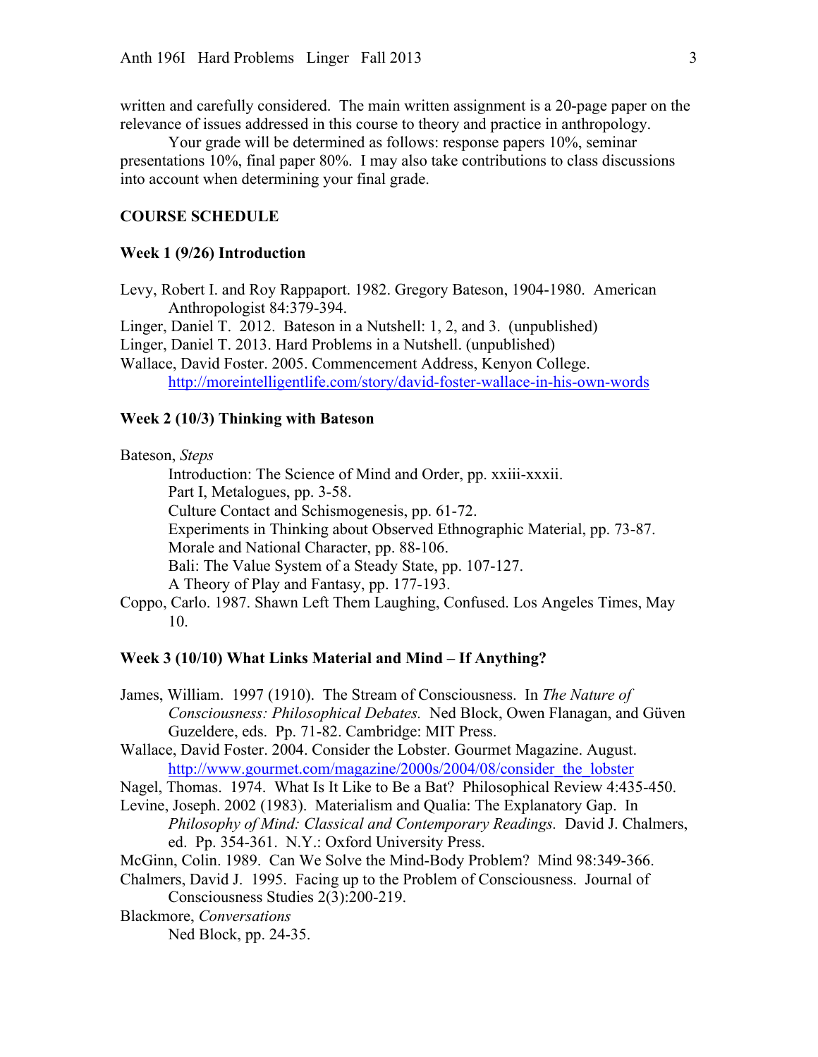written and carefully considered. The main written assignment is a 20-page paper on the relevance of issues addressed in this course to theory and practice in anthropology.

Your grade will be determined as follows: response papers 10%, seminar presentations 10%, final paper 80%. I may also take contributions to class discussions into account when determining your final grade.

## COURSE SCHEDULE

### Week 1 (9/26) Introduction

Levy, Robert I. and Roy Rappaport. 1982. Gregory Bateson, 1904-1980. American Anthropologist 84:379-394.

Linger, Daniel T. 2012. Bateson in a Nutshell: 1, 2, and 3. (unpublished)

Linger, Daniel T. 2013. Hard Problems in a Nutshell. (unpublished)

Wallace, David Foster. 2005. Commencement Address, Kenyon College. http://moreintelligentlife.com/story/david-foster-wallace-in-his-own-words

### Week 2 (10/3) Thinking with Bateson

Bateson, *Steps*

- Introduction: The Science of Mind and Order, pp. xxiii-xxxii.
- Part I, Metalogues, pp. 3-58.
- Culture Contact and Schismogenesis, pp. 61-72.
- Experiments in Thinking about Observed Ethnographic Material, pp. 73-87.
- Morale and National Character, pp. 88-106.
- Bali: The Value System of a Steady State, pp. 107-127.
- A Theory of Play and Fantasy, pp. 177-193.

Coppo, Carlo. 1987. Shawn Left Them Laughing, Confused. Los Angeles Times, May 10.

### Week 3 (10/10) What Links Material and Mind – If Anything?

James, William. 1997 (1910). The Stream of Consciousness. In *The Nature of Consciousness: Philosophical Debates.* Ned Block, Owen Flanagan, and Güven Guzeldere, eds. Pp. 71-82. Cambridge: MIT Press.

Wallace, David Foster. 2004. Consider the Lobster. Gourmet Magazine. August. http://www.gourmet.com/magazine/2000s/2004/08/consider_the_lobster

Nagel, Thomas. 1974. What Is It Like to Be a Bat? Philosophical Review 4:435-450.

Levine, Joseph. 2002 (1983). Materialism and Qualia: The Explanatory Gap. In *Philosophy of Mind: Classical and Contemporary Readings.* David J. Chalmers, ed. Pp. 354-361. N.Y.: Oxford University Press.

McGinn, Colin. 1989. Can We Solve the Mind-Body Problem? Mind 98:349-366.

Chalmers, David J. 1995. Facing up to the Problem of Consciousness. Journal of Consciousness Studies 2(3):200-219.

Blackmore, *Conversations*

- Ned Block, pp. 24-35.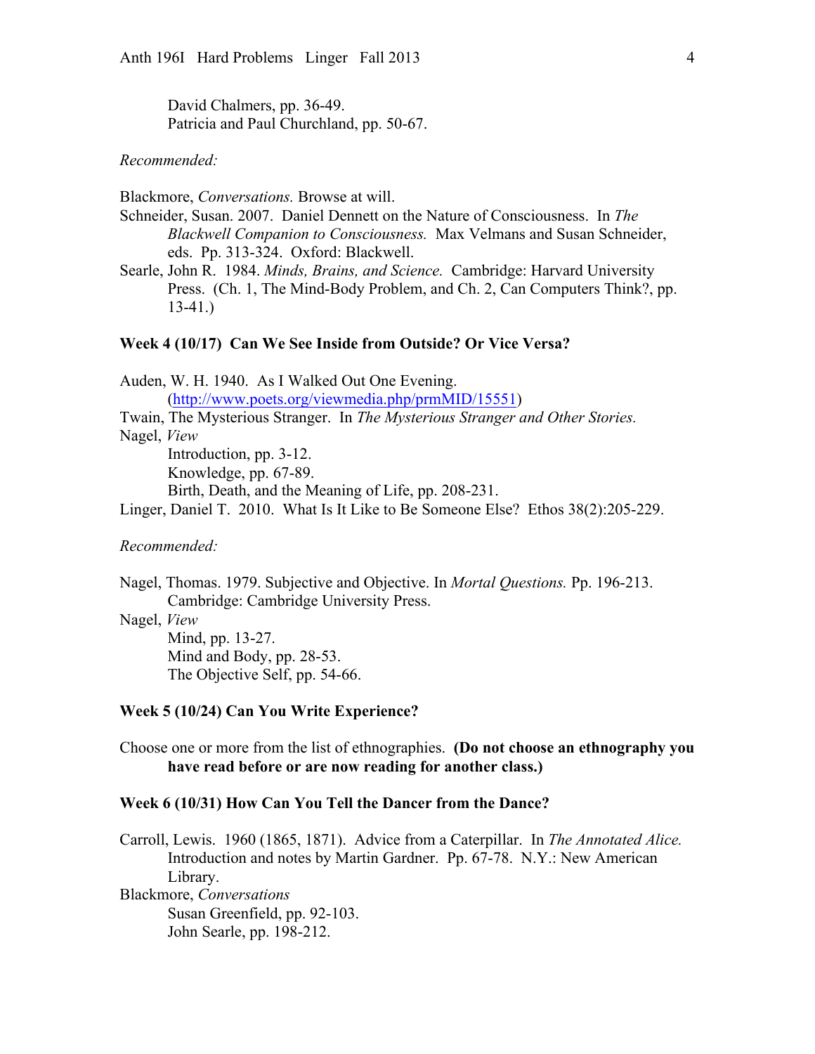David Chalmers, pp. 36-49.
Patricia and Paul Churchland, pp. 50-67.

*Recommended:*

Blackmore, *Conversations.* Browse at will.
Schneider, Susan. 2007. Daniel Dennett on the Nature of Consciousness. In *The Blackwell Companion to Consciousness.* Max Velmans and Susan Schneider, eds. Pp. 313-324. Oxford: Blackwell.
Searle, John R. 1984. *Minds, Brains, and Science.* Cambridge: Harvard University Press. (Ch. 1, The Mind-Body Problem, and Ch. 2, Can Computers Think?, pp. 13-41.)

**Week 4 (10/17) Can We See Inside from Outside? Or Vice Versa?**

Auden, W. H. 1940. As I Walked Out One Evening. (http://www.poets.org/viewmedia.php/prmMID/15551)
Twain, The Mysterious Stranger. In *The Mysterious Stranger and Other Stories.*
Nagel, *View*
Introduction, pp. 3-12.
Knowledge, pp. 67-89.
Birth, Death, and the Meaning of Life, pp. 208-231.
Linger, Daniel T. 2010. What Is It Like to Be Someone Else? Ethos 38(2):205-229.

*Recommended:*

Nagel, Thomas. 1979. Subjective and Objective. In *Mortal Questions.* Pp. 196-213. Cambridge: Cambridge University Press.
Nagel, *View*
Mind, pp. 13-27.
Mind and Body, pp. 28-53.
The Objective Self, pp. 54-66.

**Week 5 (10/24) Can You Write Experience?**

Choose one or more from the list of ethnographies. **(Do not choose an ethnography you have read before or are now reading for another class.)**

**Week 6 (10/31) How Can You Tell the Dancer from the Dance?**

Carroll, Lewis. 1960 (1865, 1871). Advice from a Caterpillar. In *The Annotated Alice.* Introduction and notes by Martin Gardner. Pp. 67-78. N.Y.: New American Library.
Blackmore, *Conversations*
Susan Greenfield, pp. 92-103.
John Searle, pp. 198-212.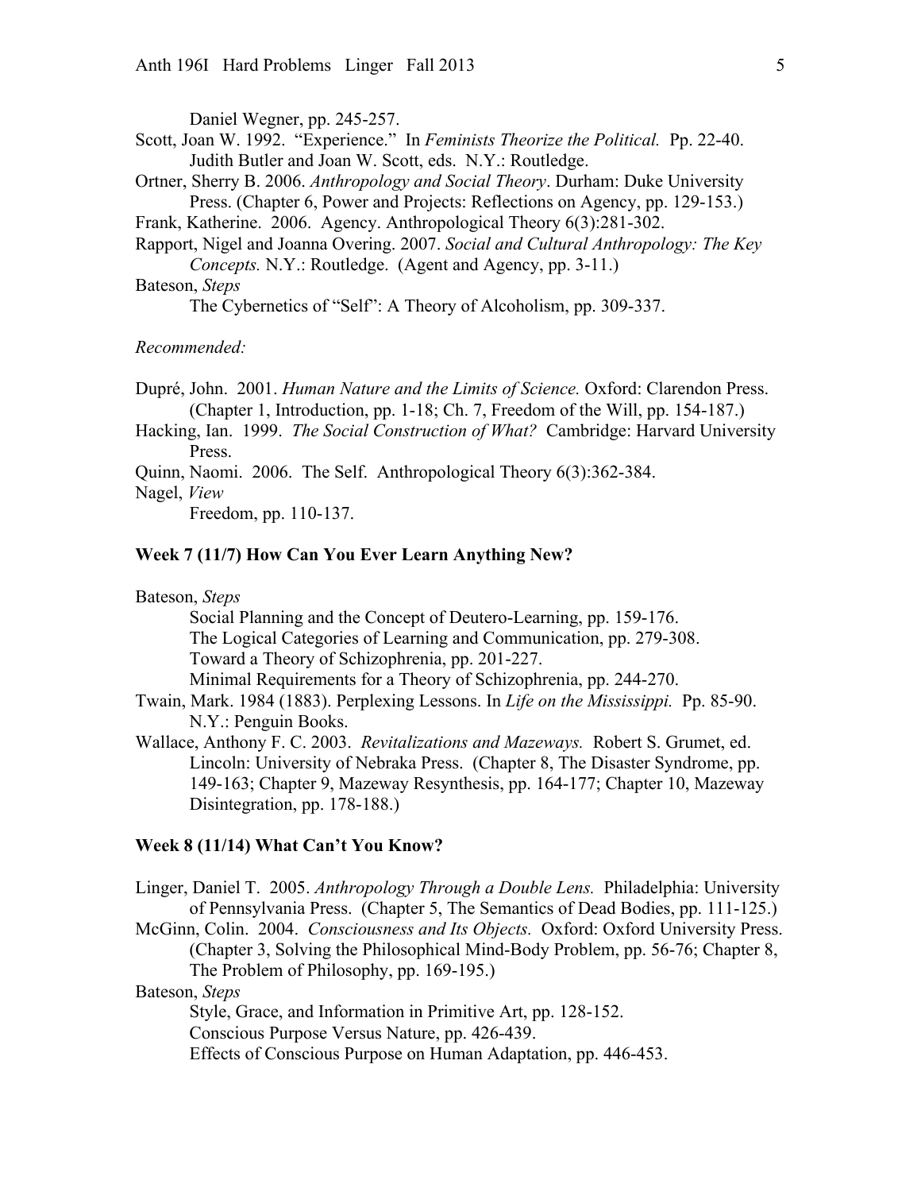Daniel Wegner, pp. 245-257.

Scott, Joan W. 1992. "Experience." In *Feminists Theorize the Political.* Pp. 22-40. Judith Butler and Joan W. Scott, eds. N.Y.: Routledge.

Ortner, Sherry B. 2006. *Anthropology and Social Theory*. Durham: Duke University Press. (Chapter 6, Power and Projects: Reflections on Agency, pp. 129-153.)

Frank, Katherine. 2006. Agency. Anthropological Theory 6(3):281-302.

Rapport, Nigel and Joanna Overing. 2007. *Social and Cultural Anthropology: The Key Concepts.* N.Y.: Routledge. (Agent and Agency, pp. 3-11.)

Bateson, *Steps*

The Cybernetics of "Self": A Theory of Alcoholism, pp. 309-337.

*Recommended:*

Dupré, John. 2001. *Human Nature and the Limits of Science.* Oxford: Clarendon Press. (Chapter 1, Introduction, pp. 1-18; Ch. 7, Freedom of the Will, pp. 154-187.)

Hacking, Ian. 1999. *The Social Construction of What?* Cambridge: Harvard University Press.

Quinn, Naomi. 2006. The Self. Anthropological Theory 6(3):362-384.

Nagel, *View*

Freedom, pp. 110-137.

### Week 7 (11/7) How Can You Ever Learn Anything New?

Bateson, *Steps*

Social Planning and the Concept of Deutero-Learning, pp. 159-176.
The Logical Categories of Learning and Communication, pp. 279-308.
Toward a Theory of Schizophrenia, pp. 201-227.
Minimal Requirements for a Theory of Schizophrenia, pp. 244-270.

Twain, Mark. 1984 (1883). Perplexing Lessons. In *Life on the Mississippi.* Pp. 85-90. N.Y.: Penguin Books.

Wallace, Anthony F. C. 2003. *Revitalizations and Mazeways.* Robert S. Grumet, ed. Lincoln: University of Nebraka Press. (Chapter 8, The Disaster Syndrome, pp. 149-163; Chapter 9, Mazeway Resynthesis, pp. 164-177; Chapter 10, Mazeway Disintegration, pp. 178-188.)

### Week 8 (11/14) What Can't You Know?

Linger, Daniel T. 2005. *Anthropology Through a Double Lens.* Philadelphia: University of Pennsylvania Press. (Chapter 5, The Semantics of Dead Bodies, pp. 111-125.)

McGinn, Colin. 2004. *Consciousness and Its Objects.* Oxford: Oxford University Press. (Chapter 3, Solving the Philosophical Mind-Body Problem, pp. 56-76; Chapter 8, The Problem of Philosophy, pp. 169-195.)

Bateson, *Steps*

Style, Grace, and Information in Primitive Art, pp. 128-152.
Conscious Purpose Versus Nature, pp. 426-439.
Effects of Conscious Purpose on Human Adaptation, pp. 446-453.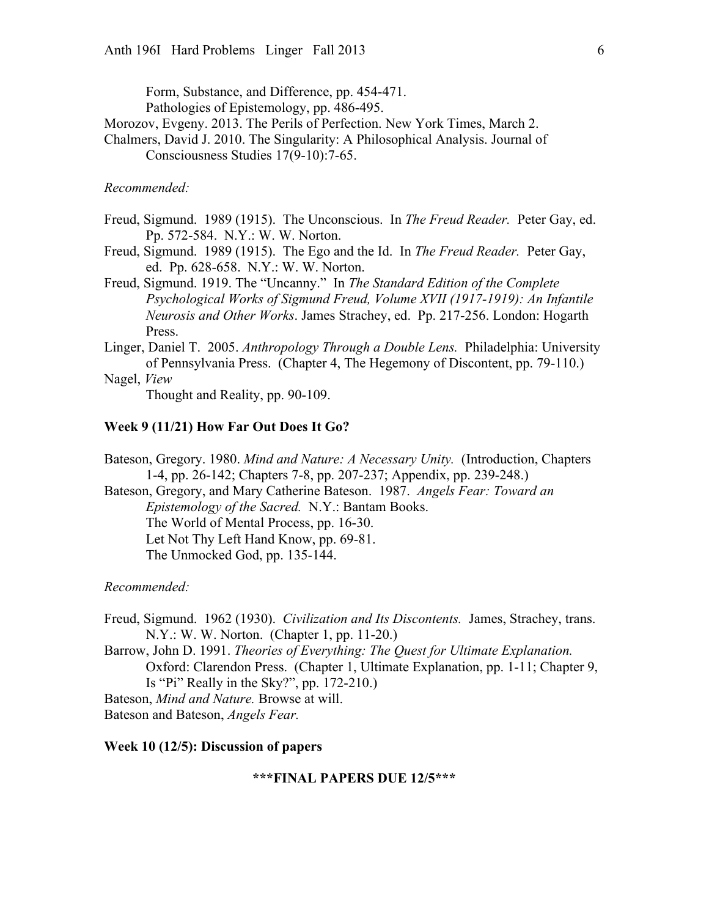Form, Substance, and Difference, pp. 454-471.
Pathologies of Epistemology, pp. 486-495.

Morozov, Evgeny. 2013. The Perils of Perfection. New York Times, March 2.

Chalmers, David J. 2010. The Singularity: A Philosophical Analysis. Journal of Consciousness Studies 17(9-10):7-65.

*Recommended:*

Freud, Sigmund. 1989 (1915). The Unconscious. In *The Freud Reader.* Peter Gay, ed. Pp. 572-584. N.Y.: W. W. Norton.

Freud, Sigmund. 1989 (1915). The Ego and the Id. In *The Freud Reader.* Peter Gay, ed. Pp. 628-658. N.Y.: W. W. Norton.

Freud, Sigmund. 1919. The "Uncanny." In *The Standard Edition of the Complete Psychological Works of Sigmund Freud, Volume XVII (1917-1919): An Infantile Neurosis and Other Works*. James Strachey, ed. Pp. 217-256. London: Hogarth Press.

Linger, Daniel T. 2005. *Anthropology Through a Double Lens.* Philadelphia: University of Pennsylvania Press. (Chapter 4, The Hegemony of Discontent, pp. 79-110.)

Nagel, *View*
Thought and Reality, pp. 90-109.

**Week 9 (11/21) How Far Out Does It Go?**

Bateson, Gregory. 1980. *Mind and Nature: A Necessary Unity.* (Introduction, Chapters 1-4, pp. 26-142; Chapters 7-8, pp. 207-237; Appendix, pp. 239-248.)

Bateson, Gregory, and Mary Catherine Bateson. 1987. *Angels Fear: Toward an Epistemology of the Sacred.* N.Y.: Bantam Books.
The World of Mental Process, pp. 16-30.
Let Not Thy Left Hand Know, pp. 69-81.
The Unmocked God, pp. 135-144.

*Recommended:*

Freud, Sigmund. 1962 (1930). *Civilization and Its Discontents.* James, Strachey, trans. N.Y.: W. W. Norton. (Chapter 1, pp. 11-20.)

Barrow, John D. 1991. *Theories of Everything: The Quest for Ultimate Explanation.* Oxford: Clarendon Press. (Chapter 1, Ultimate Explanation, pp. 1-11; Chapter 9, Is "Pi" Really in the Sky?", pp. 172-210.)

Bateson, *Mind and Nature.* Browse at will.

Bateson and Bateson, *Angels Fear.*

**Week 10 (12/5): Discussion of papers**

**\*\*\*FINAL PAPERS DUE 12/5\*\*\***